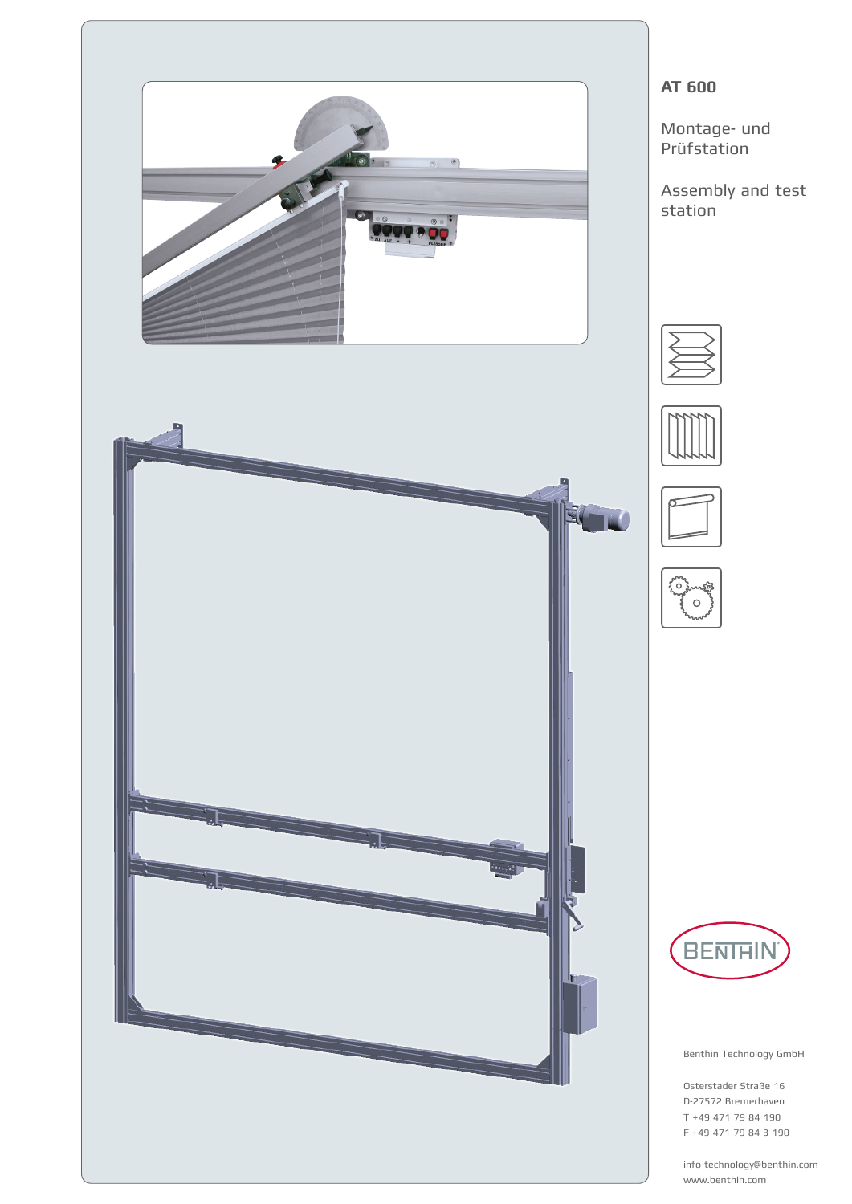# AT 600

Montage- und Prüfstation

Assembly and test station

Benthin Technology GmbH

Osterstader Straße 16
D-27572 Bremerhaven
T +49 471 79 84 190
F +49 471 79 84 3 190

info-technology@benthin.com
www.benthin.com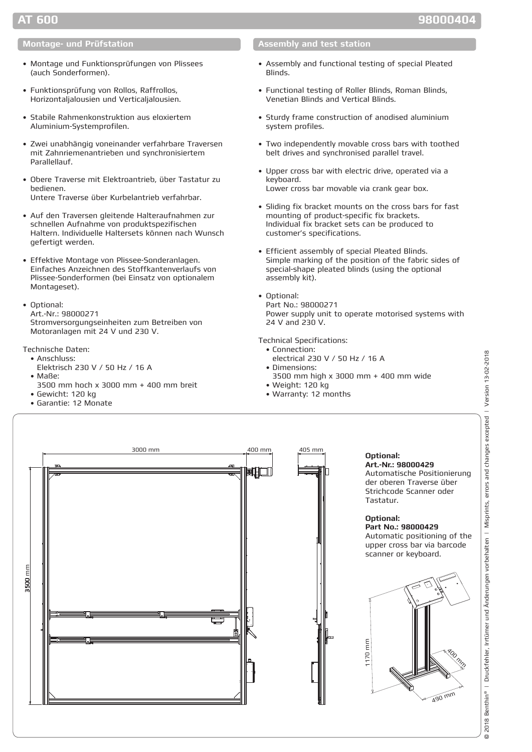# AT 600

98000404

## Montage- und Prüfstation

- Montage und Funktionsprüfungen von Plissees (auch Sonderformen).
- Funktionsprüfung von Rollos, Raffrollos, Horizontaljalousien und Verticaljalousien.
- Stabile Rahmenkonstruktion aus eloxiertem Aluminium-Systemprofilen.
- Zwei unabhängig voneinander verfahrbare Traversen mit Zahnriemenantrieben und synchronisiertem Parallellauf.
- Obere Traverse mit Elektroantrieb, über Tastatur zu bedienen.
  Untere Traverse über Kurbelantrieb verfahrbar.
- Auf den Traversen gleitende Halteraufnahmen zur schnellen Aufnahme von produktspezifischen Haltern. Individuelle Haltersets können nach Wunsch gefertigt werden.
- Effektive Montage von Plissee-Sonderanlagen. Einfaches Anzeichnen des Stoffkantenverlaufs von Plissee-Sonderformen (bei Einsatz von optionalem Montageset).
- Optional:
  Art.-Nr.: 98000271
  Stromversorgungseinheiten zum Betreiben von Motoranlagen mit 24 V und 230 V.

Technische Daten:
- Anschluss:
  Elektrisch 230 V / 50 Hz / 16 A
- Maße:
  3500 mm hoch x 3000 mm + 400 mm breit
- Gewicht: 120 kg
- Garantie: 12 Monate

## Assembly and test station

- Assembly and functional testing of special Pleated Blinds.
- Functional testing of Roller Blinds, Roman Blinds, Venetian Blinds and Vertical Blinds.
- Sturdy frame construction of anodised aluminium system profiles.
- Two independently movable cross bars with toothed belt drives and synchronised parallel travel.
- Upper cross bar with electric drive, operated via a keyboard.
  Lower cross bar movable via crank gear box.
- Sliding fix bracket mounts on the cross bars for fast mounting of product-specific fix brackets. Individual fix bracket sets can be produced to customer's specifications.
- Efficient assembly of special Pleated Blinds. Simple marking of the position of the fabric sides of special-shape pleated blinds (using the optional assembly kit).
- Optional:
  Part No.: 98000271
  Power supply unit to operate motorised systems with 24 V and 230 V.

Technical Specifications:
- Connection:
  electrical 230 V / 50 Hz / 16 A
- Dimensions:
  3500 mm high x 3000 mm + 400 mm wide
- Weight: 120 kg
- Warranty: 12 months

3000 mm
400 mm
405 mm
3500 mm

**Optional:**
**Art.-Nr.: 98000429**
Automatische Positionierung der oberen Traverse über Strichcode Scanner oder Tastatur.

**Optional:**
**Part No.: 98000429**
Automatic positioning of the upper cross bar via barcode scanner or keyboard.

1170 mm
400 mm
490 mm

© 2018 Benthin® | Druckfehler, Irrtümer und Änderungen vorbehalten | Misprints, errors and changes excepted | Version 13-02-2018